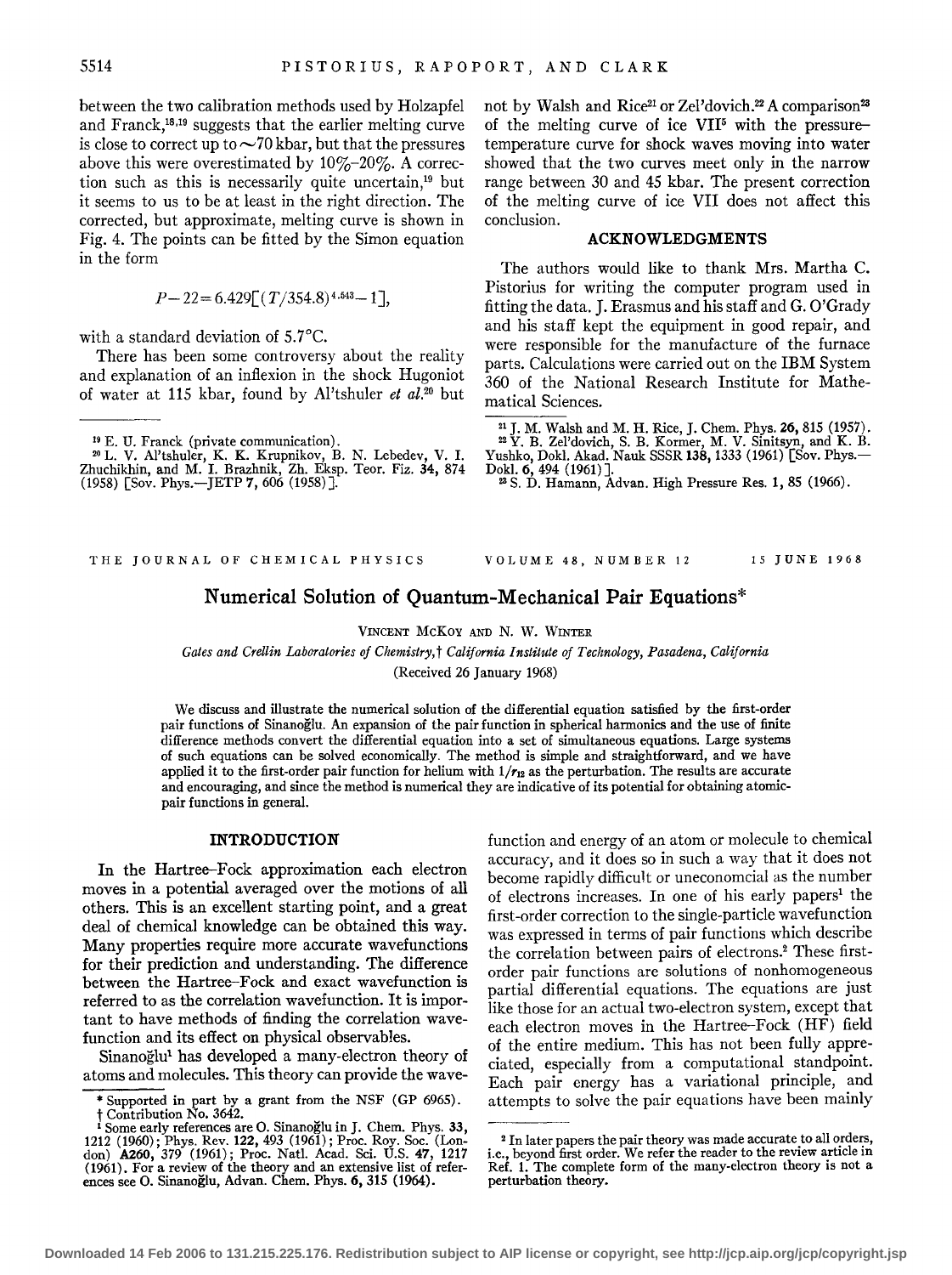between the two calibration methods used by Holzapfel and Franck,[18,19] suggests that the earlier melting curve is close to correct up to ~70 kbar, but that the pressures above this were overestimated by 10%–20%. A correction such as this is necessarily quite uncertain,[19] but it seems to us to be at least in the right direction. The corrected, but approximate, melting curve is shown in Fig. 4. The points can be fitted by the Simon equation in the form

$$P-22=6.429[(T/354.8)^{4.543}-1],$$

with a standard deviation of 5.7°C.

There has been some controversy about the reality and explanation of an inflexion in the shock Hugoniot of water at 115 kbar, found by Al'tshuler *et al.*[20] but not by Walsh and Rice[21] or Zel'dovich.[22] A comparison[23] of the melting curve of ice VII[5] with the pressure–temperature curve for shock waves moving into water showed that the two curves meet only in the narrow range between 30 and 45 kbar. The present correction of the melting curve of ice VII does not affect this conclusion.

## ACKNOWLEDGMENTS

The authors would like to thank Mrs. Martha C. Pistorius for writing the computer program used in fitting the data. J. Erasmus and his staff and G. O'Grady and his staff kept the equipment in good repair, and were responsible for the manufacture of the furnace parts. Calculations were carried out on the IBM System 360 of the National Research Institute for Mathematical Sciences.

[19] E. U. Franck (private communication).

[20] L. V. Al'tshuler, K. K. Krupnikov, B. N. Lebedev, V. I. Zhuchikhin, and M. I. Brazhnik, Zh. Eksp. Teor. Fiz. **34**, 874 (1958) [Sov. Phys.—JETP **7**, 606 (1958)].

[21] J. M. Walsh and M. H. Rice, J. Chem. Phys. **26**, 815 (1957).

[22] Y. B. Zel'dovich, S. B. Kormer, M. V. Sinitsyn, and K. B. Yushko, Dokl. Akad. Nauk SSSR **138**, 1333 (1961) [Sov. Phys.—Dokl. **6**, 494 (1961)].

[23] S. D. Hamann, Advan. High Pressure Res. **1**, 85 (1966).

# Numerical Solution of Quantum-Mechanical Pair Equations*

VINCENT MCKOY AND N. W. WINTER

*Gates and Crellin Laboratories of Chemistry,† California Institute of Technology, Pasadena, California*

(Received 26 January 1968)

We discuss and illustrate the numerical solution of the differential equation satisfied by the first-order pair functions of Sinanoğlu. An expansion of the pair function in spherical harmonics and the use of finite difference methods convert the differential equation into a set of simultaneous equations. Large systems of such equations can be solved economically. The method is simple and straightforward, and we have applied it to the first-order pair function for helium with $1/r_{12}$ as the perturbation. The results are accurate and encouraging, and since the method is numerical they are indicative of its potential for obtaining atomic-pair functions in general.

## INTRODUCTION

In the Hartree–Fock approximation each electron moves in a potential averaged over the motions of all others. This is an excellent starting point, and a great deal of chemical knowledge can be obtained this way. Many properties require more accurate wavefunctions for their prediction and understanding. The difference between the Hartree–Fock and exact wavefunction is referred to as the correlation wavefunction. It is important to have methods of finding the correlation wavefunction and its effect on physical observables.

Sinanoğlu[1] has developed a many-electron theory of atoms and molecules. This theory can provide the wavefunction and energy of an atom or molecule to chemical accuracy, and it does so in such a way that it does not become rapidly difficult or uneconomcial as the number of electrons increases. In one of his early papers[1] the first-order correction to the single-particle wavefunction was expressed in terms of pair functions which describe the correlation between pairs of electrons.[2] These first-order pair functions are solutions of nonhomogeneous partial differential equations. The equations are just like those for an actual two-electron system, except that each electron moves in the Hartree–Fock (HF) field of the entire medium. This has not been fully appreciated, especially from a computational standpoint. Each pair energy has a variational principle, and attempts to solve the pair equations have been mainly

\* Supported in part by a grant from the NSF (GP 6965).

† Contribution No. 3642.

[1] Some early references are O. Sinanoğlu in J. Chem. Phys. **33**, 1212 (1960); Phys. Rev. **122**, 493 (1961); Proc. Roy. Soc. (London) **A260**, 379 (1961); Proc. Natl. Acad. Sci. U.S. **47**, 1217 (1961). For a review of the theory and an extensive list of references see O. Sinanoğlu, Advan. Chem. Phys. **6**, 315 (1964).

[2] In later papers the pair theory was made accurate to all orders, i.e., beyond first order. We refer the reader to the review article in Ref. 1. The complete form of the many-electron theory is not a perturbation theory.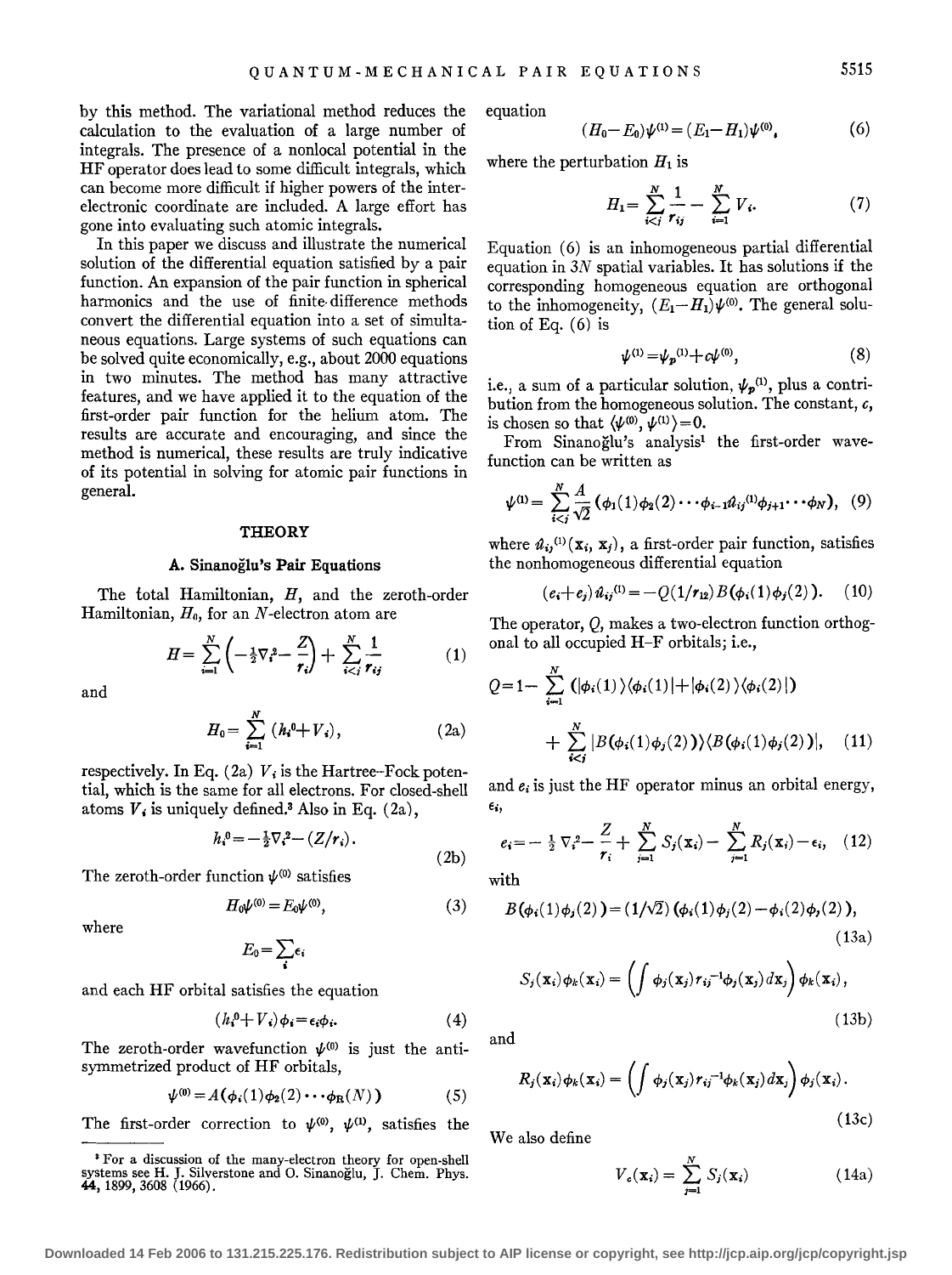by this method. The variational method reduces the calculation to the evaluation of a large number of integrals. The presence of a nonlocal potential in the HF operator does lead to some difficult integrals, which can become more difficult if higher powers of the interelectronic coordinate are included. A large effort has gone into evaluating such atomic integrals.

In this paper we discuss and illustrate the numerical solution of the differential equation satisfied by a pair function. An expansion of the pair function in spherical harmonics and the use of finite-difference methods convert the differential equation into a set of simultaneous equations. Large systems of such equations can be solved quite economically, e.g., about 2000 equations in two minutes. The method has many attractive features, and we have applied it to the equation of the first-order pair function for the helium atom. The results are accurate and encouraging, and since the method is numerical, these results are truly indicative of its potential in solving for atomic pair functions in general.

## THEORY

### A. Sinanoğlu's Pair Equations

The total Hamiltonian, $H$, and the zeroth-order Hamiltonian, $H_0$, for an $N$-electron atom are

$$H=\sum_{i=1}^{N}\left(-\tfrac{1}{2}\nabla_i^2-\frac{Z}{r_i}\right)+\sum_{i<j}^{N}\frac{1}{r_{ij}} \tag{1}$$

and

$$H_0=\sum_{i=1}^{N}(h_i^0+V_i), \tag{2a}$$

respectively. In Eq. (2a) $V_i$ is the Hartree–Fock potential, which is the same for all electrons. For closed-shell atoms $V_i$ is uniquely defined.[3] Also in Eq. (2a),

$$h_i^0=-\tfrac{1}{2}\nabla_i^2-(Z/r_i). \tag{2b}$$

The zeroth-order function $\psi^{(0)}$ satisfies

$$H_0\psi^{(0)}=E_0\psi^{(0)}, \tag{3}$$

where

$$E_0=\sum_i \epsilon_i$$

and each HF orbital satisfies the equation

$$(h_i^0+V_i)\phi_i=\epsilon_i\phi_i. \tag{4}$$

The zeroth-order wavefunction $\psi^{(0)}$ is just the antisymmetrized product of HF orbitals,

$$\psi^{(0)}=A(\phi_1(1)\phi_2(2)\cdots\phi_N(N)) \tag{5}$$

The first-order correction to $\psi^{(0)}$, $\psi^{(1)}$, satisfies the equation

$$(H_0-E_0)\psi^{(1)}=(E_1-H_1)\psi^{(0)}, \tag{6}$$

where the perturbation $H_1$ is

$$H_1=\sum_{i<j}^{N}\frac{1}{r_{ij}}-\sum_{i=1}^{N}V_i. \tag{7}$$

Equation (6) is an inhomogeneous partial differential equation in $3N$ spatial variables. It has solutions if the corresponding homogeneous equation are orthogonal to the inhomogeneity, $(E_1-H_1)\psi^{(0)}$. The general solution of Eq. (6) is

$$\psi^{(1)}=\psi_p^{(1)}+c\psi^{(0)}, \tag{8}$$

i.e., a sum of a particular solution, $\psi_p^{(1)}$, plus a contribution from the homogeneous solution. The constant, $c$, is chosen so that $\langle\psi^{(0)},\psi^{(1)}\rangle=0$.

From Sinanoğlu's analysis[1] the first-order wavefunction can be written as

$$\psi^{(1)}=\sum_{i<j}^{N}\frac{A}{\sqrt{2}}(\phi_1(1)\phi_2(2)\cdots\phi_{i-1}\hat{u}_{ij}^{(1)}\phi_{j+1}\cdots\phi_N), \tag{9}$$

where $\hat{u}_{ij}^{(1)}(\mathbf{x}_i,\mathbf{x}_j)$, a first-order pair function, satisfies the nonhomogeneous differential equation

$$(e_i+e_j)\hat{u}_{ij}^{(1)}=-Q(1/r_{12})B(\phi_i(1)\phi_j(2)). \tag{10}$$

The operator, $Q$, makes a two-electron function orthogonal to all occupied H–F orbitals; i.e.,

$$Q=1-\sum_{i=1}^{N}(|\phi_i(1)\rangle\langle\phi_i(1)|+|\phi_i(2)\rangle\langle\phi_i(2)|)+\sum_{i<j}^{N}|B(\phi_i(1)\phi_j(2))\rangle\langle B(\phi_i(1)\phi_j(2))|, \tag{11}$$

and $e_i$ is just the HF operator minus an orbital energy, $\epsilon_i$,

$$e_i=-\tfrac{1}{2}\nabla_i^2-\frac{Z}{r_i}+\sum_{j=1}^{N}S_j(\mathbf{x}_i)-\sum_{j=1}^{N}R_j(\mathbf{x}_i)-\epsilon_i, \tag{12}$$

with

$$B(\phi_i(1)\phi_j(2))=(1/\sqrt{2})(\phi_i(1)\phi_j(2)-\phi_i(2)\phi_j(2)), \tag{13a}$$

$$S_j(\mathbf{x}_i)\phi_k(\mathbf{x}_i)=\left(\int\phi_j(\mathbf{x}_j)r_{ij}^{-1}\phi_j(\mathbf{x}_j)d\mathbf{x}_j\right)\phi_k(\mathbf{x}_i), \tag{13b}$$

and

$$R_j(\mathbf{x}_i)\phi_k(\mathbf{x}_i)=\left(\int\phi_j(\mathbf{x}_j)r_{ij}^{-1}\phi_k(\mathbf{x}_j)d\mathbf{x}_j\right)\phi_j(\mathbf{x}_i). \tag{13c}$$

We also define

$$V_c(\mathbf{x}_i)=\sum_{j=1}^{N}S_j(\mathbf{x}_i) \tag{14a}$$

---

[3] For a discussion of the many-electron theory for open-shell systems see H. J. Silverstone and O. Sinanoğlu, J. Chem. Phys. **44**, 1899, 3608 (1966).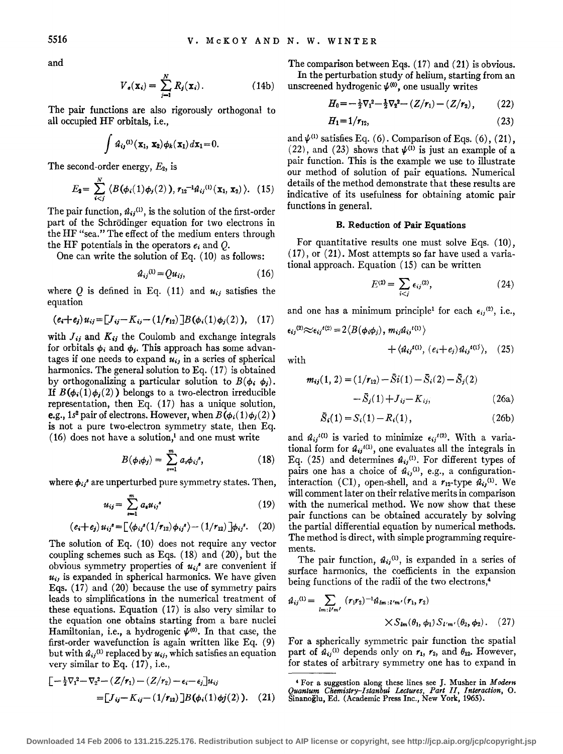and

$$V_e(\mathbf{x}_i) = \sum_{j=1}^{N} R_j(\mathbf{x}_i). \tag{14b}$$

The pair functions are also rigorously orthogonal to all occupied HF orbitals, i.e.,

$$\int \hat{u}_{ij}^{(1)}(\mathbf{x}_1, \mathbf{x}_2)\phi_k(\mathbf{x}_1)d\mathbf{x}_1 = 0.$$

The second-order energy, $E_2$, is

$$E_2 = \sum_{i<j}^{N} \langle B(\phi_i(1)\phi_j(2)), r_{12}^{-1}\hat{u}_{ij}^{(1)}(\mathbf{x}_1, \mathbf{x}_2)\rangle. \tag{15}$$

The pair function, $\hat{u}_{ij}^{(1)}$, is the solution of the first-order part of the Schrödinger equation for two electrons in the HF "sea." The effect of the medium enters through the HF potentials in the operators $e_i$ and $Q$.

One can write the solution of Eq. (10) as follows:

$$\hat{u}_{ij}^{(1)} = Qu_{ij}, \tag{16}$$

where $Q$ is defined in Eq. (11) and $u_{ij}$ satisfies the equation

$$(e_i + e_j)u_{ij} = [J_{ij} - K_{ij} - (1/r_{12})]B(\phi_i(1)\phi_j(2)), \tag{17}$$

with $J_{ij}$ and $K_{ij}$ the Coulomb and exchange integrals for orbitals $\phi_i$ and $\phi_j$. This approach has some advantages if one needs to expand $u_{ij}$ in a series of spherical harmonics. The general solution to Eq. (17) is obtained by orthogonalizing a particular solution to $B(\phi_i\ \phi_j)$. If $B(\phi_i(1)\phi_j(2))$ belongs to a two-electron irreducible representation, then Eq. (17) has a unique solution, e.g., $1s^2$ pair of electrons. However, when $B(\phi_i(1)\phi_j(2))$ is not a pure two-electron symmetry state, then Eq. (16) does not have a solution,[1] and one must write

$$B(\phi_i\phi_j) = \sum_{s=1}^{m} a_s\phi_{ij}^s, \tag{18}$$

where $\phi_{ij}^s$ are unperturbed pure symmetry states. Then,

$$u_{ij} = \sum_{s=1}^{m} a_s u_{ij}^s \tag{19}$$

$$(e_i + e_j)u_{ij}^s = [\langle\phi_{ij}^s(1/r_{12})\phi_{ij}^s\rangle - (1/r_{12})]\phi_{ij}^s. \tag{20}$$

The solution of Eq. (10) does not require any vector coupling schemes such as Eqs. (18) and (20), but the obvious symmetry properties of $u_{ij}^s$ are convenient if $u_{ij}$ is expanded in spherical harmonics. We have given Eqs. (17) and (20) because the use of symmetry pairs leads to simplifications in the numerical treatment of these equations. Equation (17) is also very similar to the equation one obtains starting from a bare nuclei Hamiltonian, i.e., a hydrogenic $\psi^{(0)}$. In that case, the first-order wavefunction is again written like Eq. (9) but with $\hat{u}_{ij}^{(1)}$ replaced by $u_{ij}$, which satisfies an equation very similar to Eq. (17), i.e.,

$$[-\tfrac{1}{2}\nabla_1^2 - \nabla_2^2 - (Z/r_1) - (Z/r_2) - \epsilon_i - \epsilon_j]u_{ij}$$
$$= [J_{ij} - K_{ij} - (1/r_{12})]B(\phi_i(1)\phi j(2)). \tag{21}$$

The comparison between Eqs. (17) and (21) is obvious.

In the perturbation study of helium, starting from an unscreened hydrogenic $\psi^{(0)}$, one usually writes

$$H_0 = -\tfrac{1}{2}\nabla_1^2 - \tfrac{1}{2}\nabla_2^2 - (Z/r_1) - (Z/r_2), \tag{22}$$

$$H_1 = 1/r_{12}, \tag{23}$$

and $\psi^{(1)}$ satisfies Eq. (6). Comparison of Eqs. (6), (21), (22), and (23) shows that $\psi^{(1)}$ is just an example of a pair function. This is the example we use to illustrate our method of solution of pair equations. Numerical details of the method demonstrate that these results are indicative of its usefulness for obtaining atomic pair functions in general.

### B. Reduction of Pair Equations

For quantitative results one must solve Eqs. (10), (17), or (21). Most attempts so far have used a variational approach. Equation (15) can be written

$$E^{(2)} = \sum_{i<j} \epsilon_{ij}^{(2)}, \tag{24}$$

and one has a minimum principle[1] for each $\epsilon_{ij}^{(2)}$, i.e.,

$$\epsilon_{ij}^{(2)} \approx \epsilon_{ij}^{t(2)} = 2\langle B(\phi_i\phi_j), m_{ij}\hat{u}_{ij}^{t(1)}\rangle$$
$$+ \langle\hat{u}_{ij}^{t(1)}, (e_i + e_j)\hat{u}_{ij}^{t(1)}\rangle, \tag{25}$$

with

$$m_{ij}(1,2) = (1/r_{12}) - \bar{S}i(1) - \bar{S}_i(2) - \bar{S}_j(2)$$
$$- \bar{S}_j(1) + J_{ij} - K_{ij}, \tag{26a}$$

$$\bar{S}_i(1) = S_i(1) - R_i(1), \tag{26b}$$

and $\hat{u}_{ij}^{t(1)}$ is varied to minimize $\epsilon_{ij}^{t(2)}$. With a variational form for $\hat{u}_{ij}^{t(1)}$, one evaluates all the integrals in Eq. (25) and determines $\hat{u}_{ij}^{(1)}$. For different types of pairs one has a choice of $\hat{u}_{ij}^{(1)}$, e.g., a configuration-interaction (CI), open-shell, and a $r_{12}$-type $\hat{u}_{ij}^{(1)}$. We will comment later on their relative merits in comparison with the numerical method. We now show that these pair functions can be obtained accurately by solving the partial differential equation by numerical methods. The method is direct, with simple programming requirements.

The pair function, $\hat{u}_{ij}^{(1)}$, is expanded in a series of surface harmonics, the coefficients in the expansion being functions of the radii of the two electrons,[4]

$$\hat{u}_{ij}^{(1)} = \sum_{lm:l'm'} (r_1r_2)^{-1}\hat{u}_{lm:l'm'}(r_1, r_2)$$
$$\times S_{lm}(\theta_1, \phi_1)S_{l'm'}(\theta_2, \phi_2). \tag{27}$$

For a spherically symmetric pair function the spatial part of $\hat{u}_{ij}^{(1)}$ depends only on $r_1$, $r_2$, and $\theta_{12}$. However, for states of arbitrary symmetry one has to expand in

[4] For a suggestion along these lines see J. Musher in *Modern Quantum Chemistry–Istanbul Lectures, Part II, Interaction*, O. Sinanoğlu, Ed. (Academic Press Inc., New York, 1965).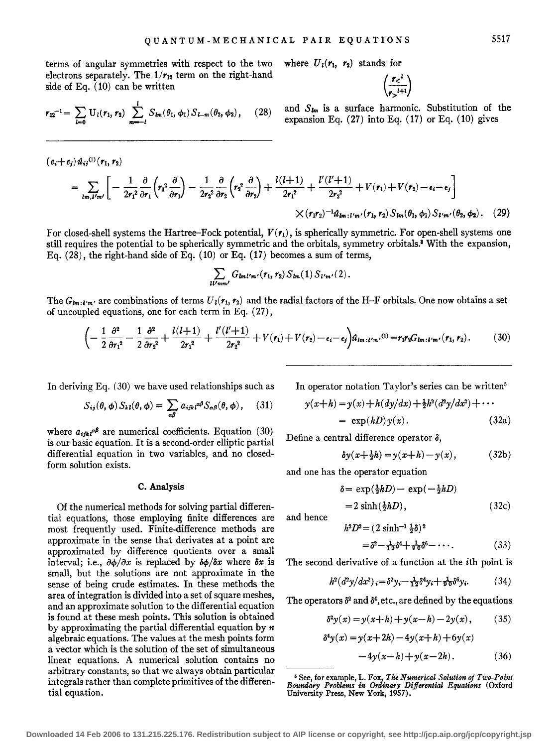terms of angular symmetries with respect to the two electrons separately. The $1/r_{12}$ term on the right-hand side of Eq. (10) can be written

$$r_{12}^{-1}=\sum_{l=0} U_l(r_1,r_2)\sum_{m=-l}^{l} S_{lm}(\theta_1,\phi_1)S_{l-m}(\theta_2,\phi_2), \quad (28)$$

where $U_l(r_1, r_2)$ stands for

$$\left(\frac{r_<^{\,l}}{r_>^{\,l+1}}\right)$$

and $S_{lm}$ is a surface harmonic. Substitution of the expansion Eq. (27) into Eq. (17) or Eq. (10) gives

$$(e_i+e_j)\hat{u}_{ij}^{(1)}(r_1,r_2)$$
$$=\sum_{lm,l'm'}\left[-\frac{1}{2r_1^2}\frac{\partial}{\partial r_1}\left(r_1^2\frac{\partial}{\partial r_1}\right)-\frac{1}{2r_2^2}\frac{\partial}{\partial r_2}\left(r_2^2\frac{\partial}{\partial r_2}\right)+\frac{l(l+1)}{2r_1^2}+\frac{l'(l'+1)}{2r_2^2}+V(r_1)+V(r_2)-\epsilon_i-\epsilon_j\right]$$
$$\times(r_1r_2)^{-1}\hat{u}_{lm:l'm'}(r_1,r_2)S_{lm}(\theta_1,\phi_1)S_{l'm'}(\theta_2,\phi_2). \quad (29)$$

For closed-shell systems the Hartree–Fock potential, $V(r_1)$, is spherically symmetric. For open-shell systems one still requires the potential to be spherically symmetric and the orbitals, symmetry orbitals.[3] With the expansion, Eq. (28), the right-hand side of Eq. (10) or Eq. (17) becomes a sum of terms,

$$\sum_{ll'mm'} G_{lml'm'}(r_1,r_2)S_{lm}(1)S_{l'm'}(2).$$

The $G_{lm:l'm'}$ are combinations of terms $U_l(r_1, r_2)$ and the radial factors of the H–F orbitals. One now obtains a set of uncoupled equations, one for each term in Eq. (27),

$$\left(-\frac{1}{2}\frac{\partial^2}{\partial r_1^2}-\frac{1}{2}\frac{\partial^2}{\partial r_2^2}+\frac{l(l+1)}{2r_1^2}+\frac{l'(l'+1)}{2r_2^2}+V(r_1)+V(r_2)-\epsilon_i-\epsilon_j\right)\hat{u}_{lm:l'm'}^{(1)}=r_1r_2G_{lm:l'm'}(r_1,r_2). \quad (30)$$

In deriving Eq. (30) we have used relationships such as

$$S_{ij}(\theta,\phi)S_{kl}(\theta,\phi)=\sum_{\alpha\beta}a_{ijkl}^{\alpha\beta}S_{\alpha\beta}(\theta,\phi), \quad (31)$$

where $a_{ijkl}^{\alpha\beta}$ are numerical coefficients. Equation (30) is our basic equation. It is a second-order elliptic partial differential equation in two variables, and no closed-form solution exists.

### C. Analysis

Of the numerical methods for solving partial differential equations, those employing finite differences are most frequently used. Finite-difference methods are approximate in the sense that derivates at a point are approximated by difference quotients over a small interval; i.e., $\partial\phi/\partial x$ is replaced by $\delta\phi/\delta x$ where $\delta x$ is small, but the solutions are not approximate in the sense of being crude estimates. In these methods the area of integration is divided into a set of square meshes, and an approximate solution to the differential equation is found at these mesh points. This solution is obtained by approximating the partial differential equation by $n$ algebraic equations. The values at the mesh points form a vector which is the solution of the set of simultaneous linear equations. A numerical solution contains no arbitrary constants, so that we always obtain particular integrals rather than complete primitives of the differential equation.

In operator notation Taylor's series can be written[5]

$$y(x+h)=y(x)+h(dy/dx)+\tfrac{1}{2}h^2(d^2y/dx^2)+\cdots$$
$$=\exp(hD)y(x). \quad (32a)$$

Define a central difference operator $\delta$,

$$\delta y(x+\tfrac{1}{2}h)=y(x+h)-y(x), \quad (32b)$$

and one has the operator equation

$$\delta=\exp(\tfrac{1}{2}hD)-\exp(-\tfrac{1}{2}hD)$$
$$=2\sinh(\tfrac{1}{2}hD), \quad (32c)$$

and hence

$$h^2D^2=(2\sinh^{-1}\tfrac{1}{2}\delta)^2$$
$$=\delta^2-\tfrac{1}{12}\delta^4+\tfrac{1}{90}\delta^6-\cdots. \quad (33)$$

The second derivative of a function at the $i$th point is

$$h^2(d^2y/dx^2)_i=\delta^2y_i-\tfrac{1}{12}\delta^4y_i+\tfrac{1}{90}\delta^6y_i. \quad (34)$$

The operators $\delta^2$ and $\delta^4$, etc., are defined by the equations

$$\delta^2y(x)=y(x+h)+y(x-h)-2y(x), \quad (35)$$

$$\delta^4y(x)=y(x+2h)-4y(x+h)+6y(x)$$
$$-4y(x-h)+y(x-2h). \quad (36)$$

[5] See, for example, L. Fox, *The Numerical Solution of Two-Point Boundary Problems in Ordinary Differential Equations* (Oxford University Press, New York, 1957).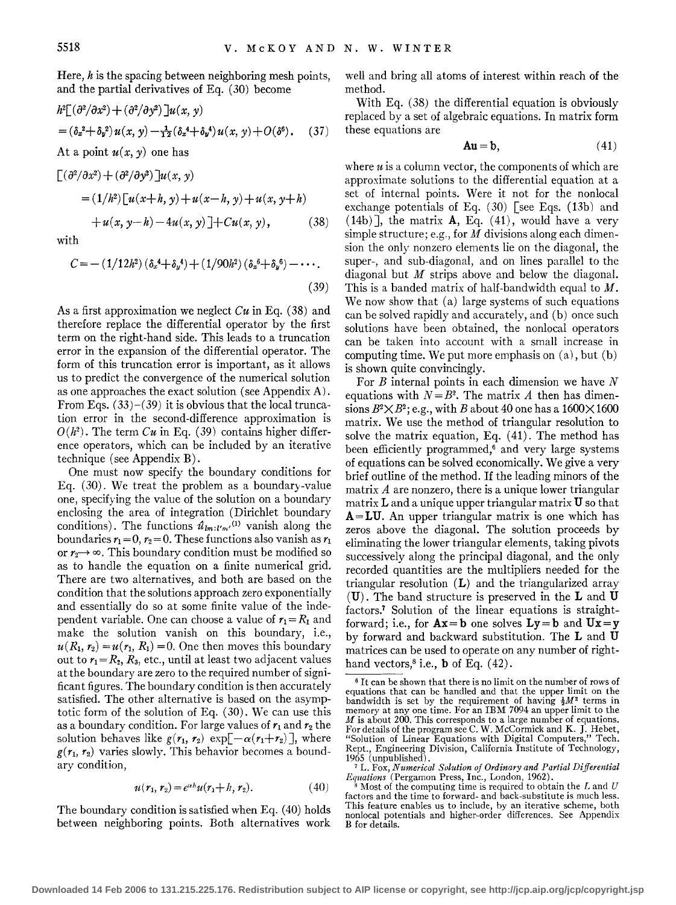Here, $h$ is the spacing between neighboring mesh points, and the partial derivatives of Eq. (30) become

$$h^2[(\partial^2/\partial x^2)+(\partial^2/\partial y^2)]u(x,y)$$
$$=(\delta_x^2+\delta_y^2)u(x,y)-\tfrac{1}{12}(\delta_x^4+\delta_y^4)u(x,y)+O(\delta^6). \quad (37)$$

At a point $u(x, y)$ one has

$$[(\partial^2/\partial x^2)+(\partial^2/\partial y^2)]u(x,y)$$
$$=(1/h^2)[u(x+h,y)+u(x-h,y)+u(x,y+h)$$
$$+u(x,y-h)-4u(x,y)]+Cu(x,y), \quad (38)$$

with

$$C=-(1/12h^2)(\delta_x^4+\delta_y^4)+(1/90h^2)(\delta_x^6+\delta_y^6)-\cdots. \quad (39)$$

As a first approximation we neglect $Cu$ in Eq. (38) and therefore replace the differential operator by the first term on the right-hand side. This leads to a truncation error in the expansion of the differential operator. The form of this truncation error is important, as it allows us to predict the convergence of the numerical solution as one approaches the exact solution (see Appendix A). From Eqs. (33)–(39) it is obvious that the local truncation error in the second-difference approximation is $O(h^2)$. The term $Cu$ in Eq. (39) contains higher difference operators, which can be included by an iterative technique (see Appendix B).

One must now specify the boundary conditions for Eq. (30). We treat the problem as a boundary-value one, specifying the value of the solution on a boundary enclosing the area of integration (Dirichlet boundary conditions). The functions $\hat{u}_{lm;l'm'}^{(1)}$ vanish along the boundaries $r_1=0$, $r_2=0$. These functions also vanish as $r_1$ or $r_2\rightarrow\infty$. This boundary condition must be modified so as to handle the equation on a finite numerical grid. There are two alternatives, and both are based on the condition that the solutions approach zero exponentially and essentially do so at some finite value of the independent variable. One can choose a value of $r_1=R_1$ and make the solution vanish on this boundary, i.e., $u(R_1,r_2)=u(r_1,R_1)=0$. One then moves this boundary out to $r_1=R_2$, $R_3$, etc., until at least two adjacent values at the boundary are zero to the required number of significant figures. The boundary condition is then accurately satisfied. The other alternative is based on the asymptotic form of the solution of Eq. (30). We can use this as a boundary condition. For large values of $r_1$ and $r_2$ the solution behaves like $g(r_1,r_2)\exp[-\alpha(r_1+r_2)]$, where $g(r_1,r_2)$ varies slowly. This behavior becomes a boundary condition,

$$u(r_1,r_2)=e^{\alpha h}u(r_1+h,r_2). \quad (40)$$

The boundary condition is satisfied when Eq. (40) holds between neighboring points. Both alternatives work well and bring all atoms of interest within reach of the method.

With Eq. (38) the differential equation is obviously replaced by a set of algebraic equations. In matrix form these equations are

$$\mathbf{Au}=\mathbf{b}, \quad (41)$$

where $u$ is a column vector, the components of which are approximate solutions to the differential equation at a set of internal points. Were it not for the nonlocal exchange potentials of Eq. (30) [see Eqs. (13b) and (14b)], the matrix $\mathbf{A}$, Eq. (41), would have a very simple structure; e.g., for $M$ divisions along each dimension the only nonzero elements lie on the diagonal, the super-, and sub-diagonal, and on lines parallel to the diagonal but $M$ strips above and below the diagonal. This is a banded matrix of half-bandwidth equal to $M$. We now show that (a) large systems of such equations can be solved rapidly and accurately, and (b) once such solutions have been obtained, the nonlocal operators can be taken into account with a small increase in computing time. We put more emphasis on (a), but (b) is shown quite convincingly.

For $B$ internal points in each dimension we have $N$ equations with $N=B^2$. The matrix $A$ then has dimensions $B^2\times B^2$; e.g., with $B$ about 40 one has a $1600\times1600$ matrix. We use the method of triangular resolution to solve the matrix equation, Eq. (41). The method has been efficiently programmed,[6] and very large systems of equations can be solved economically. We give a very brief outline of the method. If the leading minors of the matrix $A$ are nonzero, there is a unique lower triangular matrix $\mathbf{L}$ and a unique upper triangular matrix $\mathbf{U}$ so that $\mathbf{A}=\mathbf{LU}$. An upper triangular matrix is one which has zeros above the diagonal. The solution proceeds by eliminating the lower triangular elements, taking pivots successively along the principal diagonal, and the only recorded quantities are the multipliers needed for the triangular resolution ($\mathbf{L}$) and the triangularized array ($\mathbf{U}$). The band structure is preserved in the $\mathbf{L}$ and $\mathbf{U}$ factors.[7] Solution of the linear equations is straightforward; i.e., for $\mathbf{Ax}=\mathbf{b}$ one solves $\mathbf{Ly}=\mathbf{b}$ and $\mathbf{Ux}=\mathbf{y}$ by forward and backward substitution. The $\mathbf{L}$ and $\mathbf{U}$ matrices can be used to operate on any number of right-hand vectors,[8] i.e., $\mathbf{b}$ of Eq. (42).

---

[6] It can be shown that there is no limit on the number of rows of equations that can be handled and that the upper limit on the bandwidth is set by the requirement of having $\frac{1}{2}M^2$ terms in memory at any one time. For an IBM 7094 an upper limit to the $M$ is about 200. This corresponds to a large number of equations. For details of the program see C. W. McCormick and K. J. Hebet, "Solution of Linear Equations with Digital Computers," Tech. Rept., Engineering Division, California Institute of Technology, 1965 (unpublished).

[7] L. Fox, *Numerical Solution of Ordinary and Partial Differential Equations* (Pergamon Press, Inc., London, 1962).

[8] Most of the computing time is required to obtain the $L$ and $U$ factors and the time to forward- and back-substitute is much less. This feature enables us to include, by an iterative scheme, both nonlocal potentials and higher-order differences. See Appendix B for details.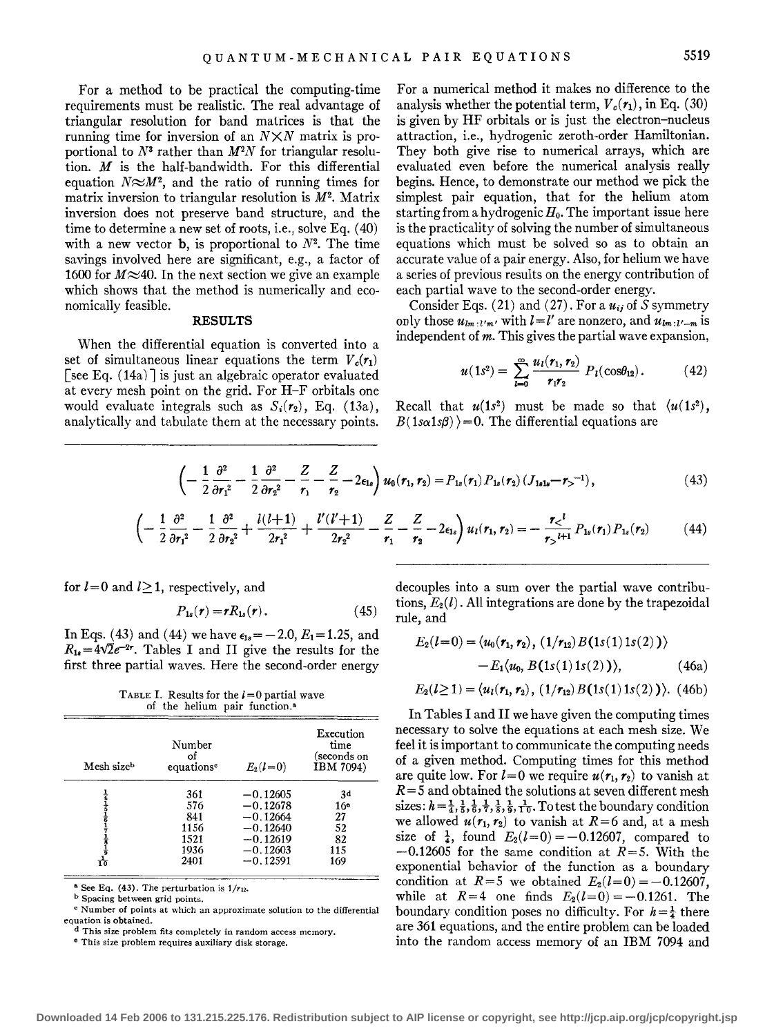For a method to be practical the computing-time requirements must be realistic. The real advantage of triangular resolution for band matrices is that the running time for inversion of an $N\times N$ matrix is proportional to $N^3$ rather than $M^2N$ for triangular resolution. $M$ is the half-bandwidth. For this differential equation $N\approx M^2$, and the ratio of running times for matrix inversion to triangular resolution is $M^2$. Matrix inversion does not preserve band structure, and the time to determine a new set of roots, i.e., solve Eq. (40) with a new vector **b**, is proportional to $N^2$. The time savings involved here are significant, e.g., a factor of 1600 for $M\approx 40$. In the next section we give an example which shows that the method is numerically and economically feasible.

## RESULTS

When the differential equation is converted into a set of simultaneous linear equations the term $V_c(r_1)$ [see Eq. (14a)] is just an algebraic operator evaluated at every mesh point on the grid. For H–F orbitals one would evaluate integrals such as $S_i(r_2)$, Eq. (13a), analytically and tabulate them at the necessary points. For a numerical method it makes no difference to the analysis whether the potential term, $V_c(r_1)$, in Eq. (30) is given by HF orbitals or is just the electron–nucleus attraction, i.e., hydrogenic zeroth-order Hamiltonian. They both give rise to numerical arrays, which are evaluated even before the numerical analysis really begins. Hence, to demonstrate our method we pick the simplest pair equation, that for the helium atom starting from a hydrogenic $H_0$. The important issue here is the practicality of solving the number of simultaneous equations which must be solved so as to obtain an accurate value of a pair energy. Also, for helium we have a series of previous results on the energy contribution of each partial wave to the second-order energy.

Consider Eqs. (21) and (27). For a $u_{ij}$ of $S$ symmetry only those $u_{lm:l'm'}$ with $l=l'$ are nonzero, and $u_{lm:l'-m}$ is independent of $m$. This gives the partial wave expansion,

$$u(1s^2)=\sum_{l=0}^{\infty}\frac{u_l(r_1,r_2)}{r_1r_2}P_l(\cos\theta_{12}).\tag{42}$$

Recall that $u(1s^2)$ must be made so that $\langle u(1s^2), B(1s\alpha 1s\beta)\rangle=0$. The differential equations are

$$\left(-\frac{1}{2}\frac{\partial^2}{\partial r_1^2}-\frac{1}{2}\frac{\partial^2}{\partial r_2^2}-\frac{Z}{r_1}-\frac{Z}{r_2}-2\epsilon_{1s}\right)u_0(r_1,r_2)=P_{1s}(r_1)P_{1s}(r_2)(J_{1s1s}-r_>^{-1}),\tag{43}$$

$$\left(-\frac{1}{2}\frac{\partial^2}{\partial r_1^2}-\frac{1}{2}\frac{\partial^2}{\partial r_2^2}+\frac{l(l+1)}{2r_1^2}+\frac{l'(l'+1)}{2r_2^2}-\frac{Z}{r_1}-\frac{Z}{r_2}-2\epsilon_{1s}\right)u_l(r_1,r_2)=-\frac{r_<^{\,l}}{r_>^{\,l+1}}P_{1s}(r_1)P_{1s}(r_2)\tag{44}$$

for $l=0$ and $l\geq 1$, respectively, and

$$P_{1s}(r)=rR_{1s}(r).\tag{45}$$

In Eqs. (43) and (44) we have $\epsilon_{1s}=-2.0$, $E_1=1.25$, and $R_{1s}=4\sqrt{2}e^{-2r}$. Tables I and II give the results for the first three partial waves. Here the second-order energy decouples into a sum over the partial wave contributions, $E_2(l)$. All integrations are done by the trapezoidal rule, and

$$E_2(l=0)=\langle u_0(r_1,r_2),\,(1/r_{12})B(1s(1)1s(2))\rangle-E_1\langle u_0,\,B(1s(1)1s(2))\rangle,\tag{46a}$$

$$E_2(l\geq 1)=\langle u_l(r_1,r_2),\,(1/r_{12})B(1s(1)1s(2))\rangle.\tag{46b}$$

TABLE I. Results for the $l=0$ partial wave of the helium pair function.[a]

| Mesh size[b] | Number of equations[c] | $E_2(l=0)$ | Execution time (seconds on IBM 7094) |
|---|---|---|---|
| $\frac{1}{4}$ | 361 | −0.12605 | 3[d] |
| $\frac{1}{5}$ | 576 | −0.12678 | 16[e] |
| $\frac{1}{6}$ | 841 | −0.12664 | 27 |
| $\frac{1}{7}$ | 1156 | −0.12640 | 52 |
| $\frac{1}{8}$ | 1521 | −0.12619 | 82 |
| $\frac{1}{9}$ | 1936 | −0.12603 | 115 |
| $\frac{1}{10}$ | 2401 | −0.12591 | 169 |

[a] See Eq. (43). The perturbation is $1/r_{12}$.
[b] Spacing between grid points.
[c] Number of points at which an approximate solution to the differential equation is obtained.
[d] This size problem fits completely in random access memory.
[e] This size problem requires auxiliary disk storage.

In Tables I and II we have given the computing times necessary to solve the equations at each mesh size. We feel it is important to communicate the computing needs of a given method. Computing times for this method are quite low. For $l=0$ we require $u(r_1,r_2)$ to vanish at $R=5$ and obtained the solutions at seven different mesh sizes: $h=\frac{1}{4},\frac{1}{5},\frac{1}{6},\frac{1}{7},\frac{1}{8},\frac{1}{9},\frac{1}{10}$. To test the boundary condition we allowed $u(r_1,r_2)$ to vanish at $R=6$ and, at a mesh size of $\frac{1}{4}$, found $E_2(l=0)=-0.12607$, compared to $-0.12605$ for the same condition at $R=5$. With the exponential behavior of the function as a boundary condition at $R=5$ we obtained $E_2(l=0)=-0.12607$, while at $R=4$ one finds $E_2(l=0)=-0.1261$. The boundary condition poses no difficulty. For $h=\frac{1}{4}$ there are 361 equations, and the entire problem can be loaded into the random access memory of an IBM 7094 and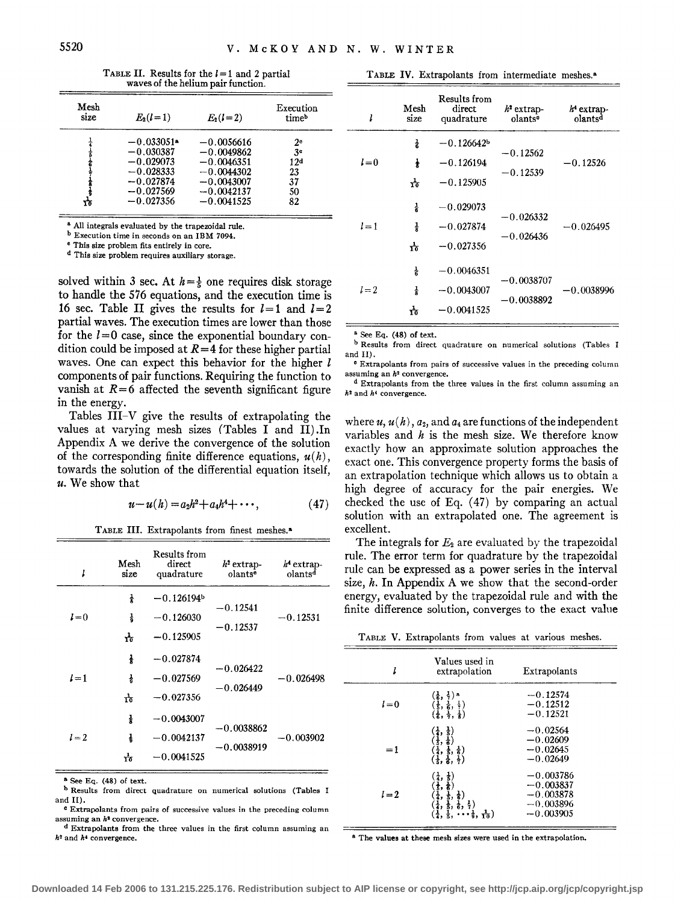TABLE II. Results for the $l=1$ and 2 partial waves of the helium pair function.

| Mesh size | $E_2(l=1)$ | $E_2(l=2)$ | Execution time[b] |
|---|---|---|---|
| $\frac{1}{4}$ | $-0.033051$[a] | $-0.0056616$ | 2[c] |
| $\frac{1}{5}$ | $-0.030387$ | $-0.0049862$ | 3[c] |
| $\frac{1}{6}$ | $-0.029073$ | $-0.0046351$ | 12[d] |
| $\frac{1}{7}$ | $-0.028333$ | $-0.0044302$ | 23 |
| $\frac{1}{8}$ | $-0.027874$ | $-0.0043007$ | 37 |
| $\frac{1}{9}$ | $-0.027569$ | $-0.0042137$ | 50 |
| $\frac{1}{10}$ | $-0.027356$ | $-0.0041525$ | 82 |

[a] All integrals evaluated by the trapezoidal rule.
[b] Execution time in seconds on an IBM 7094.
[c] This size problem fits entirely in core.
[d] This size problem requires auxiliary storage.

solved within 3 sec. At $h=\frac{1}{8}$ one requires disk storage to handle the 576 equations, and the execution time is 16 sec. Table II gives the results for $l=1$ and $l=2$ partial waves. The execution times are lower than those for the $l=0$ case, since the exponential boundary condition could be imposed at $R=4$ for these higher partial waves. One can expect this behavior for the higher $l$ components of pair functions. Requiring the function to vanish at $R=6$ affected the seventh significant figure in the energy.

Tables III–V give the results of extrapolating the values at varying mesh sizes (Tables I and II). In Appendix A we derive the convergence of the solution of the corresponding finite difference equations, $u(h)$, towards the solution of the differential equation itself, $u$. We show that

$$u-u(h)=a_2h^2+a_4h^4+\cdots, \tag{47}$$

where $u$, $u(h)$, $a_2$, and $a_4$ are functions of the independent variables and $h$ is the mesh size. We therefore know exactly how an approximate solution approaches the exact one. This convergence property forms the basis of an extrapolation technique which allows us to obtain a high degree of accuracy for the pair energies. We checked the use of Eq. (47) by comparing an actual solution with an extrapolated one. The agreement is excellent.

The integrals for $E_2$ are evaluated by the trapezoidal rule. The error term for quadrature by the trapezoidal rule can be expressed as a power series in the interval size, $h$. In Appendix A we show that the second-order energy, evaluated by the trapezoidal rule and with the finite difference solution, converges to the exact value

TABLE III. Extrapolants from finest meshes.[a]

| $l$ | Mesh size | Results from direct quadrature | $h^2$ extrapolants[c] | $h^4$ extrapolants[d] |
|---|---|---|---|---|
| $l=0$ | $\frac{1}{8}$ | $-0.126194$[b] | | |
| | | | $-0.12541$ | |
| | $\frac{1}{9}$ | $-0.126030$ | | $-0.12531$ |
| | | | $-0.12537$ | |
| | $\frac{1}{10}$ | $-0.125905$ | | |
| $l=1$ | $\frac{1}{8}$ | $-0.027874$ | | |
| | | | $-0.026422$ | |
| | $\frac{1}{9}$ | $-0.027569$ | | $-0.026498$ |
| | | | $-0.026449$ | |
| | $\frac{1}{10}$ | $-0.027356$ | | |
| $l=2$ | $\frac{1}{8}$ | $-0.0043007$ | | |
| | | | $-0.0038862$ | |
| | $\frac{1}{9}$ | $-0.0042137$ | | $-0.003902$ |
| | | | $-0.0038919$ | |
| | $\frac{1}{10}$ | $-0.0041525$ | | |

[a] See Eq. (48) of text.
[b] Results from direct quadrature on numerical solutions (Tables I and II).
[c] Extrapolants from pairs of successive values in the preceding column assuming an $h^2$ convergence.
[d] Extrapolants from the three values in the first column assuming an $h^2$ and $h^4$ convergence.

TABLE IV. Extrapolants from intermediate meshes.[a]

| $l$ | Mesh size | Results from direct quadrature | $h^2$ extrapolants[c] | $h^4$ extrapolants[d] |
|---|---|---|---|---|
| $l=0$ | $\frac{1}{6}$ | $-0.126642$[b] | | |
| | | | $-0.12562$ | |
| | $\frac{1}{8}$ | $-0.126194$ | | $-0.12526$ |
| | | | $-0.12539$ | |
| | $\frac{1}{10}$ | $-0.125905$ | | |
| $l=1$ | $\frac{1}{6}$ | $-0.029073$ | | |
| | | | $-0.026332$ | |
| | $\frac{1}{8}$ | $-0.027874$ | | $-0.026495$ |
| | | | $-0.026436$ | |
| | $\frac{1}{10}$ | $-0.027356$ | | |
| $l=2$ | $\frac{1}{6}$ | $-0.0046351$ | | |
| | | | $-0.0038707$ | |
| | $\frac{1}{8}$ | $-0.0043007$ | | $-0.0038996$ |
| | | | $-0.0038892$ | |
| | $\frac{1}{10}$ | $-0.0041525$ | | |

[a] See Eq. (48) of text.
[b] Results from direct quadrature on numerical solutions (Tables I and II).
[c] Extrapolants from pairs of successive values in the preceding column assuming an $h^2$ convergence.
[d] Extrapolants from the three values in the first column assuming an $h^2$ and $h^4$ convergence.

TABLE V. Extrapolants from values at various meshes.

| $l$ | Values used in extrapolation | Extrapolants |
|---|---|---|
| $l=0$ | $(\frac{1}{6}, \frac{1}{7})$[a] | $-0.12574$ |
| | $(\frac{1}{5}, \frac{1}{6}, \frac{1}{7})$ | $-0.12512$ |
| | $(\frac{1}{6}, \frac{1}{7}, \frac{1}{8})$ | $-0.12521$ |
| $=1$ | $(\frac{1}{4}, \frac{1}{5})$ | $-0.02564$ |
| | $(\frac{1}{5}, \frac{1}{6})$ | $-0.02609$ |
| | $(\frac{1}{4}, \frac{1}{5}, \frac{1}{6})$ | $-0.02645$ |
| | $(\frac{1}{5}, \frac{1}{6}, \frac{1}{7})$ | $-0.02649$ |
| $l=2$ | $(\frac{1}{4}, \frac{1}{5})$ | $-0.003786$ |
| | $(\frac{1}{5}, \frac{1}{6})$ | $-0.003837$ |
| | $(\frac{1}{4}, \frac{1}{5}, \frac{1}{6})$ | $-0.003878$ |
| | $(\frac{1}{4}, \frac{1}{5}, \frac{1}{6}, \frac{1}{7})$ | $-0.003896$ |
| | $(\frac{1}{4}, \frac{1}{5}, \cdots \frac{1}{9}, \frac{1}{10})$ | $-0.003905$ |

[a] The values at these mesh sizes were used in the extrapolation.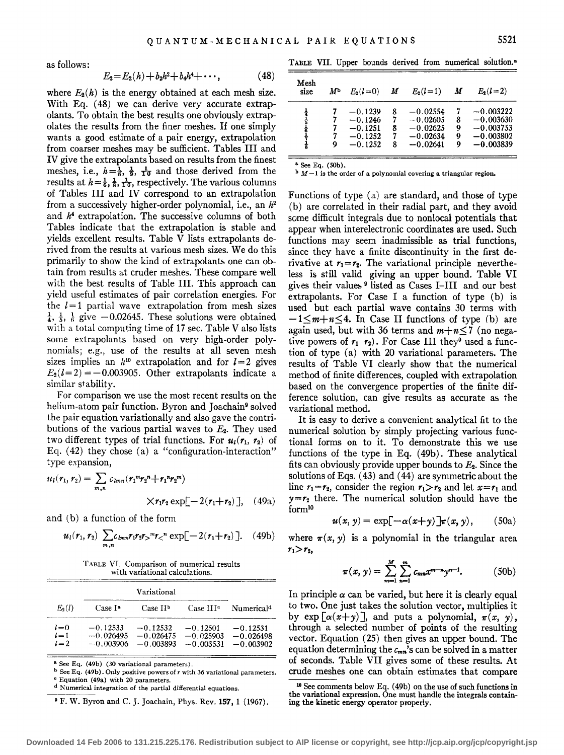as follows:

$$E_2 = E_2(h) + b_2h^2 + b_4h^4 + \cdots, \qquad (48)$$

where $E_2(h)$ is the energy obtained at each mesh size. With Eq. (48) we can derive very accurate extrapolants. To obtain the best results one obviously extrapolates the results from the finer meshes. If one simply wants a good estimate of a pair energy, extrapolation from coarser meshes may be sufficient. Tables III and IV give the extrapolants based on results from the finest meshes, i.e., $h = \frac{1}{8}, \frac{1}{9}, \frac{1}{10}$ and those derived from the results at $h = \frac{1}{6}, \frac{1}{8}, \frac{1}{10}$, respectively. The various columns of Tables III and IV correspond to an extrapolation from a successively higher-order polynomial, i.e., an $h^2$ and $h^4$ extrapolation. The successive columns of both Tables indicate that the extrapolation is stable and yields excellent results. Table V lists extrapolants derived from the results at various mesh sizes. We do this primarily to show the kind of extrapolants one can obtain from results at cruder meshes. These compare well with the best results of Table III. This approach can yield useful estimates of pair correlation energies. For the $l=1$ partial wave extrapolation from mesh sizes $\frac{1}{4}, \frac{1}{5}, \frac{1}{6}$ give $-0.02645$. These solutions were obtained with a total computing time of 17 sec. Table V also lists some extrapolants based on very high-order polynomials; e.g., use of the results at all seven mesh sizes implies an $h^{10}$ extrapolation and for $l=2$ gives $E_2(l=2) = -0.003905$. Other extrapolants indicate a similar stability.

For comparison we use the most recent results on the helium-atom pair function. Byron and Joachain[9] solved the pair equation variationally and also gave the contributions of the various partial waves to $E_2$. They used two different types of trial functions. For $u_l(r_1, r_2)$ of Eq. (42) they chose (a) a "configuration-interaction" type expansion,

$$u_l(r_1, r_2) = \sum_{m,n} c_{lmn}(r_1^m r_2^n + r_1^n r_2^m) \times r_1 r_2 \exp[-2(r_1+r_2)], \qquad (49a)$$

and (b) a function of the form

$$u_l(r_1, r_2) \sum_{m,n} c_{lmn} r_1 r_2 r_>^m r_<^n \exp[-2(r_1+r_2)]. \qquad (49b)$$

TABLE VI. Comparison of numerical results with variational calculations.

| $E_2(l)$ | Variational | | | Numerical[d] |
|---|---|---|---|---|
| | Case I[a] | Case II[b] | Case III[c] | |
| $l=0$ | $-0.12533$ | $-0.12532$ | $-0.12501$ | $-0.12531$ |
| $l=1$ | $-0.026495$ | $-0.026475$ | $-0.025903$ | $-0.026498$ |
| $l=2$ | $-0.003906$ | $-0.003893$ | $-0.003531$ | $-0.003902$ |

[a] See Eq. (49b) (30 variational parameters).
[b] See Eq. (49b). Only positive powers of $r$ with 36 variational parameters.
[c] Equation (49a) with 20 parameters.
[d] Numerical integration of the partial differential equations.

TABLE VII. Upper bounds derived from numerical solution.[a]

| Mesh size | $M$[b] | $E_2(l=0)$ | $M$ | $E_2(l=1)$ | $M$ | $E_2(l=2)$ |
|---|---|---|---|---|---|---|
| $\frac{1}{4}$ | 7 | $-0.1239$ | 8 | $-0.02554$ | 7 | $-0.003222$ |
| $\frac{1}{5}$ | 7 | $-0.1246$ | 7 | $-0.02605$ | 8 | $-0.003630$ |
| $\frac{1}{6}$ | 7 | $-0.1251$ | 8 | $-0.02625$ | 9 | $-0.003753$ |
| $\frac{1}{7}$ | 7 | $-0.1252$ | 7 | $-0.02634$ | 9 | $-0.003802$ |
| $\frac{1}{8}$ | 9 | $-0.1252$ | 8 | $-0.02641$ | 9 | $-0.003839$ |

[a] See Eq. (50b).
[b] $M-1$ is the order of a polynomial covering a triangular region.

Functions of type (a) are standard, and those of type (b) are correlated in their radial part, and they avoid some difficult integrals due to nonlocal potentials that appear when interelectronic coordinates are used. Such functions may seem inadmissible as trial functions, since they have a finite discontinuity in the first derivative at $r_1 = r_2$. The variational principle nevertheless is still valid giving an upper bound. Table VI gives their values[9] listed as Cases I–III and our best extrapolants. For Case I a function of type (b) is used but each partial wave contains 30 terms with $-1 \leq m+n \leq 4$. In Case II functions of type (b) are again used, but with 36 terms and $m+n \leq 7$ (no negative powers of $r_1$ $r_2$). For Case III they[9] used a function of type (a) with 20 variational parameters. The results of Table VI clearly show that the numerical method of finite differences, coupled with extrapolation based on the convergence properties of the finite difference solution, can give results as accurate as the variational method.

It is easy to derive a convenient analytical fit to the numerical solution by simply projecting various functional forms on to it. To demonstrate this we use functions of the type in Eq. (49b). These analytical fits can obviously provide upper bounds to $E_2$. Since the solutions of Eqs. (43) and (44) are symmetric about the line $r_1 = r_2$, consider the region $r_1 > r_2$ and let $x = r_1$ and $y = r_2$ there. The numerical solution should have the form[10]

$$u(x, y) = \exp[-\alpha(x+y)]\pi(x, y), \qquad (50a)$$

where $\pi(x, y)$ is a polynomial in the triangular area $r_1 > r_2$,

$$\pi(x, y) = \sum_{m=1}^{M} \sum_{n=1}^{m} c_{mn} x^{m-n} y^{n-1}. \qquad (50b)$$

In principle $\alpha$ can be varied, but here it is clearly equal to two. One just takes the solution vector, multiplies it by $\exp[\alpha(x+y)]$, and puts a polynomial, $\pi(x, y)$, through a selected number of points of the resulting vector. Equation (25) then gives an upper bound. The equation determining the $c_{mn}$'s can be solved in a matter of seconds. Table VII gives some of these results. At crude meshes one can obtain estimates that compare

[9] F. W. Byron and C. J. Joachain, Phys. Rev. **157**, 1 (1967).

[10] See comments below Eq. (49b) on the use of such functions in the variational expression. One must handle the integrals containing the kinetic energy operator properly.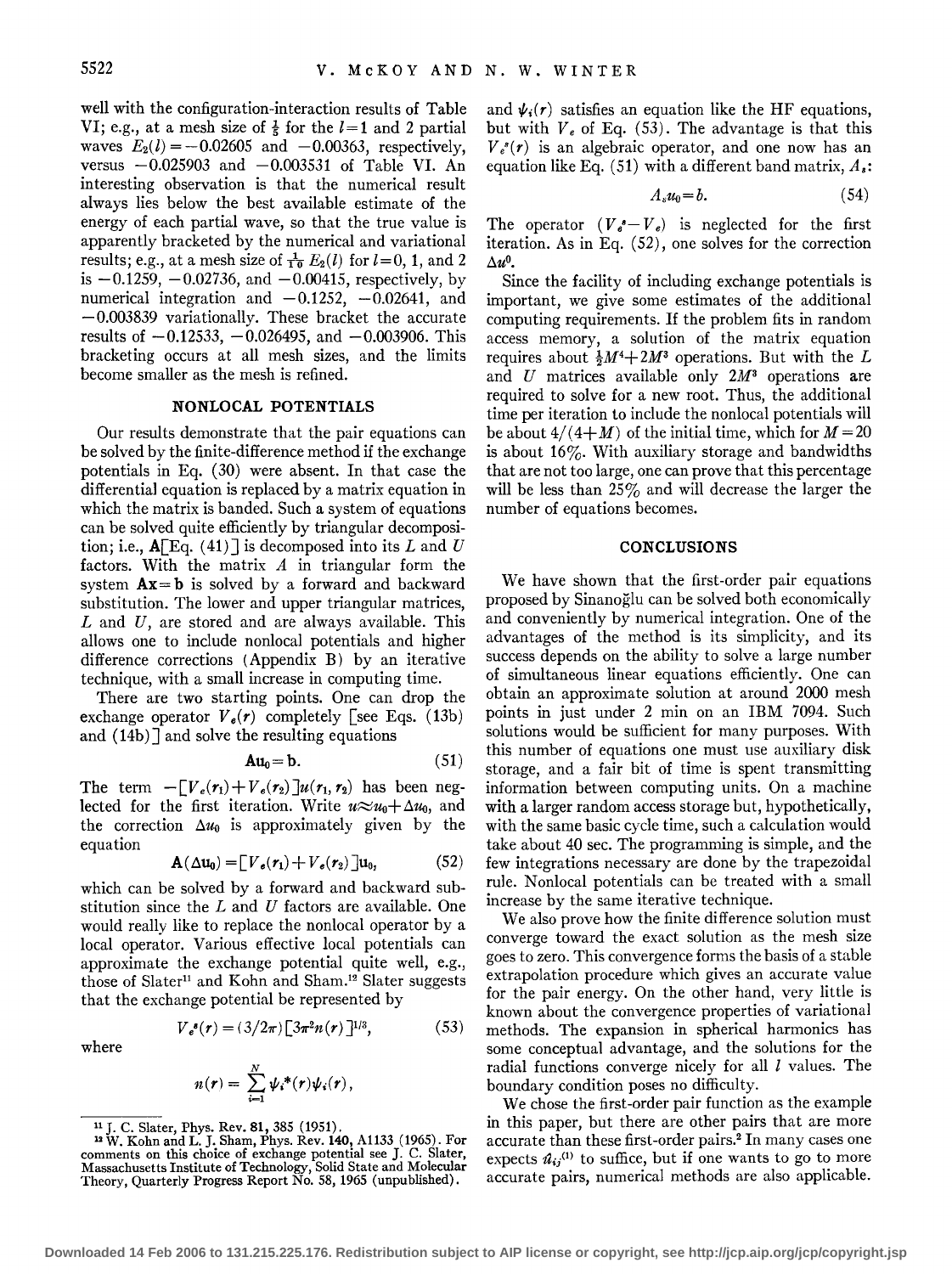well with the configuration-interaction results of Table VI; e.g., at a mesh size of $\frac{1}{5}$ for the $l=1$ and 2 partial waves $E_2(l)=-0.02605$ and $-0.00363$, respectively, versus $-0.025903$ and $-0.003531$ of Table VI. An interesting observation is that the numerical result always lies below the best available estimate of the energy of each partial wave, so that the true value is apparently bracketed by the numerical and variational results; e.g., at a mesh size of $\frac{1}{10}$ $E_2(l)$ for $l=0$, 1, and 2 is $-0.1259$, $-0.02736$, and $-0.00415$, respectively, by numerical integration and $-0.1252$, $-0.02641$, and $-0.003839$ variationally. These bracket the accurate results of $-0.12533$, $-0.026495$, and $-0.003906$. This bracketing occurs at all mesh sizes, and the limits become smaller as the mesh is refined.

## NONLOCAL POTENTIALS

Our results demonstrate that the pair equations can be solved by the finite-difference method if the exchange potentials in Eq. (30) were absent. In that case the differential equation is replaced by a matrix equation in which the matrix is banded. Such a system of equations can be solved quite efficiently by triangular decomposition; i.e., **A**[Eq. (41)] is decomposed into its $L$ and $U$ factors. With the matrix $A$ in triangular form the system $\mathbf{Ax}=\mathbf{b}$ is solved by a forward and backward substitution. The lower and upper triangular matrices, $L$ and $U$, are stored and are always available. This allows one to include nonlocal potentials and higher difference corrections (Appendix B) by an iterative technique, with a small increase in computing time.

There are two starting points. One can drop the exchange operator $V_e(r)$ completely [see Eqs. (13b) and (14b)] and solve the resulting equations

$$\mathbf{Au}_0=\mathbf{b}. \tag{51}$$

The term $-[V_e(r_1)+V_e(r_2)]u(r_1,r_2)$ has been neglected for the first iteration. Write $u\approx u_0+\Delta u_0$, and the correction $\Delta u_0$ is approximately given by the equation

$$\mathbf{A}(\Delta\mathbf{u}_0)=[V_e(r_1)+V_e(r_2)]\mathbf{u}_0, \tag{52}$$

which can be solved by a forward and backward substitution since the $L$ and $U$ factors are available. One would really like to replace the nonlocal operator by a local operator. Various effective local potentials can approximate the exchange potential quite well, e.g., those of Slater[11] and Kohn and Sham.[12] Slater suggests that the exchange potential be represented by

$$V_e^s(r)=(3/2\pi)[3\pi^2 n(r)]^{1/3}, \tag{53}$$

where

$$n(r)=\sum_{i=1}^{N}\psi_i^*(r)\psi_i(r),$$

and $\psi_i(r)$ satisfies an equation like the HF equations, but with $V_e$ of Eq. (53). The advantage is that this $V_e^s(r)$ is an algebraic operator, and one now has an equation like Eq. (51) with a different band matrix, $A_s$:

$$A_s u_0=b. \tag{54}$$

The operator $(V_e^s-V_e)$ is neglected for the first iteration. As in Eq. (52), one solves for the correction $\Delta u^0$.

Since the facility of including exchange potentials is important, we give some estimates of the additional computing requirements. If the problem fits in random access memory, a solution of the matrix equation requires about $\frac{1}{2}M^4+2M^3$ operations. But with the $L$ and $U$ matrices available only $2M^3$ operations are required to solve for a new root. Thus, the additional time per iteration to include the nonlocal potentials will be about $4/(4+M)$ of the initial time, which for $M=20$ is about 16%. With auxiliary storage and bandwidths that are not too large, one can prove that this percentage will be less than 25% and will decrease the larger the number of equations becomes.

## CONCLUSIONS

We have shown that the first-order pair equations proposed by Sinanoğlu can be solved both economically and conveniently by numerical integration. One of the advantages of the method is its simplicity, and its success depends on the ability to solve a large number of simultaneous linear equations efficiently. One can obtain an approximate solution at around 2000 mesh points in just under 2 min on an IBM 7094. Such solutions would be sufficient for many purposes. With this number of equations one must use auxiliary disk storage, and a fair bit of time is spent transmitting information between computing units. On a machine with a larger random access storage but, hypothetically, with the same basic cycle time, such a calculation would take about 40 sec. The programming is simple, and the few integrations necessary are done by the trapezoidal rule. Nonlocal potentials can be treated with a small increase by the same iterative technique.

We also prove how the finite difference solution must converge toward the exact solution as the mesh size goes to zero. This convergence forms the basis of a stable extrapolation procedure which gives an accurate value for the pair energy. On the other hand, very little is known about the convergence properties of variational methods. The expansion in spherical harmonics has some conceptual advantage, and the solutions for the radial functions converge nicely for all $l$ values. The boundary condition poses no difficulty.

We chose the first-order pair function as the example in this paper, but there are other pairs that are more accurate than these first-order pairs.[2] In many cases one expects $\hat{u}_{ij}^{(1)}$ to suffice, but if one wants to go to more accurate pairs, numerical methods are also applicable.

---

[11] J. C. Slater, Phys. Rev. **81**, 385 (1951).

[12] W. Kohn and L. J. Sham, Phys. Rev. **140**, A1133 (1965). For comments on this choice of exchange potential see J. C. Slater, Massachusetts Institute of Technology, Solid State and Molecular Theory, Quarterly Progress Report No. 58, 1965 (unpublished).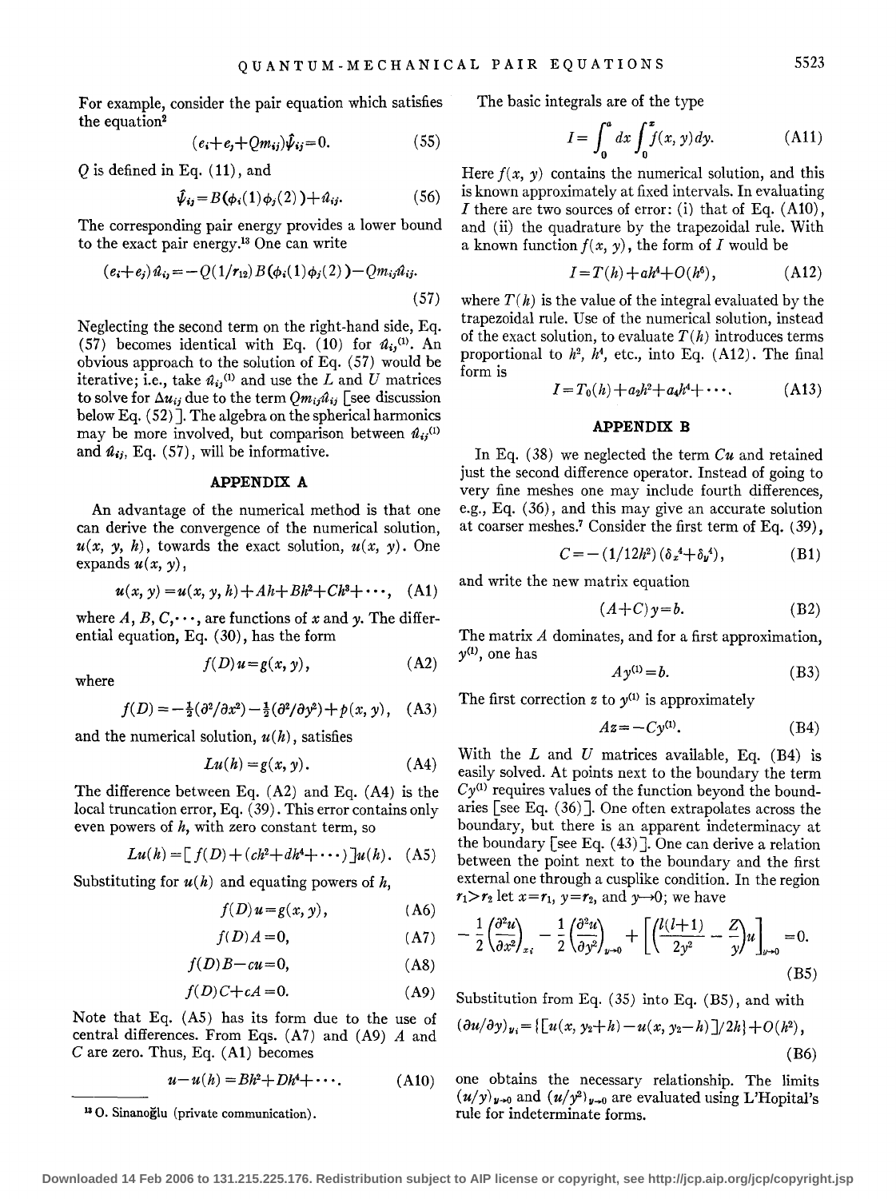For example, consider the pair equation which satisfies the equation[2]

$$(e_i+e_j+Qm_{ij})\hat{\psi}_{ij}=0. \quad (55)$$

$Q$ is defined in Eq. (11), and

$$\hat{\psi}_{ij}=B(\phi_i(1)\phi_j(2))+\hat{u}_{ij}. \quad (56)$$

The corresponding pair energy provides a lower bound to the exact pair energy.[13] One can write

$$(e_i+e_j)\hat{u}_{ij}=-Q(1/r_{12})B(\phi_i(1)\phi_j(2))-Qm_{ij}\hat{u}_{ij}. \quad (57)$$

Neglecting the second term on the right-hand side, Eq. (57) becomes identical with Eq. (10) for $\hat{u}_{ij}^{(1)}$. An obvious approach to the solution of Eq. (57) would be iterative; i.e., take $\hat{u}_{ij}^{(1)}$ and use the $L$ and $U$ matrices to solve for $\Delta u_{ij}$ due to the term $Qm_{ij}\hat{u}_{ij}$ [see discussion below Eq. (52)]. The algebra on the spherical harmonics may be more involved, but comparison between $\hat{u}_{ij}^{(1)}$ and $\hat{u}_{ij}$, Eq. (57), will be informative.

## APPENDIX A

An advantage of the numerical method is that one can derive the convergence of the numerical solution, $u(x, y, h)$, towards the exact solution, $u(x, y)$. One expands $u(x, y)$,

$$u(x, y)=u(x, y, h)+Ah+Bh^2+Ch^3+\cdots, \quad (A1)$$

where $A, B, C, \cdots$, are functions of $x$ and $y$. The differential equation, Eq. (30), has the form

$$f(D)u=g(x, y), \quad (A2)$$

where

$$f(D)=-\tfrac{1}{2}(\partial^2/\partial x^2)-\tfrac{1}{2}(\partial^2/\partial y^2)+p(x, y), \quad (A3)$$

and the numerical solution, $u(h)$, satisfies

$$Lu(h)=g(x, y). \quad (A4)$$

The difference between Eq. (A2) and Eq. (A4) is the local truncation error, Eq. (39). This error contains only even powers of $h$, with zero constant term, so

$$Lu(h)=[f(D)+(ch^2+dh^4+\cdots)]u(h). \quad (A5)$$

Substituting for $u(h)$ and equating powers of $h$,

$$f(D)u=g(x, y), \quad (A6)$$

$$f(D)A=0, \quad (A7)$$

$$f(D)B-cu=0, \quad (A8)$$

$$f(D)C+cA=0. \quad (A9)$$

Note that Eq. (A5) has its form due to the use of central differences. From Eqs. (A7) and (A9) $A$ and $C$ are zero. Thus, Eq. (A1) becomes

$$u-u(h)=Bh^2+Dh^4+\cdots. \quad (A10)$$

The basic integrals are of the type

$$I=\int_0^a dx\int_0^x f(x, y)dy. \quad (A11)$$

Here $f(x, y)$ contains the numerical solution, and this is known approximately at fixed intervals. In evaluating $I$ there are two sources of error: (i) that of Eq. (A10), and (ii) the quadrature by the trapezoidal rule. With a known function $f(x, y)$, the form of $I$ would be

$$I=T(h)+ah^4+O(h^6), \quad (A12)$$

where $T(h)$ is the value of the integral evaluated by the trapezoidal rule. Use of the numerical solution, instead of the exact solution, to evaluate $T(h)$ introduces terms proportional to $h^2$, $h^4$, etc., into Eq. (A12). The final form is

$$I=T_0(h)+a_2h^2+a_4h^4+\cdots. \quad (A13)$$

## APPENDIX B

In Eq. (38) we neglected the term $Cu$ and retained just the second difference operator. Instead of going to very fine meshes one may include fourth differences, e.g., Eq. (36), and this may give an accurate solution at coarser meshes.[7] Consider the first term of Eq. (39),

$$C=-(1/12h^2)(\delta_x^4+\delta_y^4), \quad (B1)$$

and write the new matrix equation

$$(A+C)y=b. \quad (B2)$$

The matrix $A$ dominates, and for a first approximation, $y^{(1)}$, one has

$$Ay^{(1)}=b. \quad (B3)$$

The first correction $z$ to $y^{(1)}$ is approximately

$$Az=-Cy^{(1)}. \quad (B4)$$

With the $L$ and $U$ matrices available, Eq. (B4) is easily solved. At points next to the boundary the term $Cy^{(1)}$ requires values of the function beyond the boundaries [see Eq. (36)]. One often extrapolates across the boundary, but there is an apparent indeterminacy at the boundary [see Eq. (43)]. One can derive a relation between the point next to the boundary and the first external one through a cusplike condition. In the region $r_1>r_2$ let $x=r_1$, $y=r_2$, and $y\rightarrow 0$; we have

$$-\frac{1}{2}\left(\frac{\partial^2 u}{\partial x^2}\right)_{x_i}-\frac{1}{2}\left(\frac{\partial^2 u}{\partial y^2}\right)_{y\rightarrow 0}+\left[\left(\frac{l(l+1)}{2y^2}-\frac{Z}{y}\right)u\right]_{y\rightarrow 0}=0. \quad (B5)$$

Substitution from Eq. (35) into Eq. (B5), and with

$$(\partial u/\partial y)_{y_i}=\{[u(x, y_2+h)-u(x, y_2-h)]/2h\}+O(h^2), \quad (B6)$$

one obtains the necessary relationship. The limits $(u/y)_{y\rightarrow 0}$ and $(u/y^2)_{y\rightarrow 0}$ are evaluated using L'Hopital's rule for indeterminate forms.

---

[13] O. Sinanoğlu (private communication).